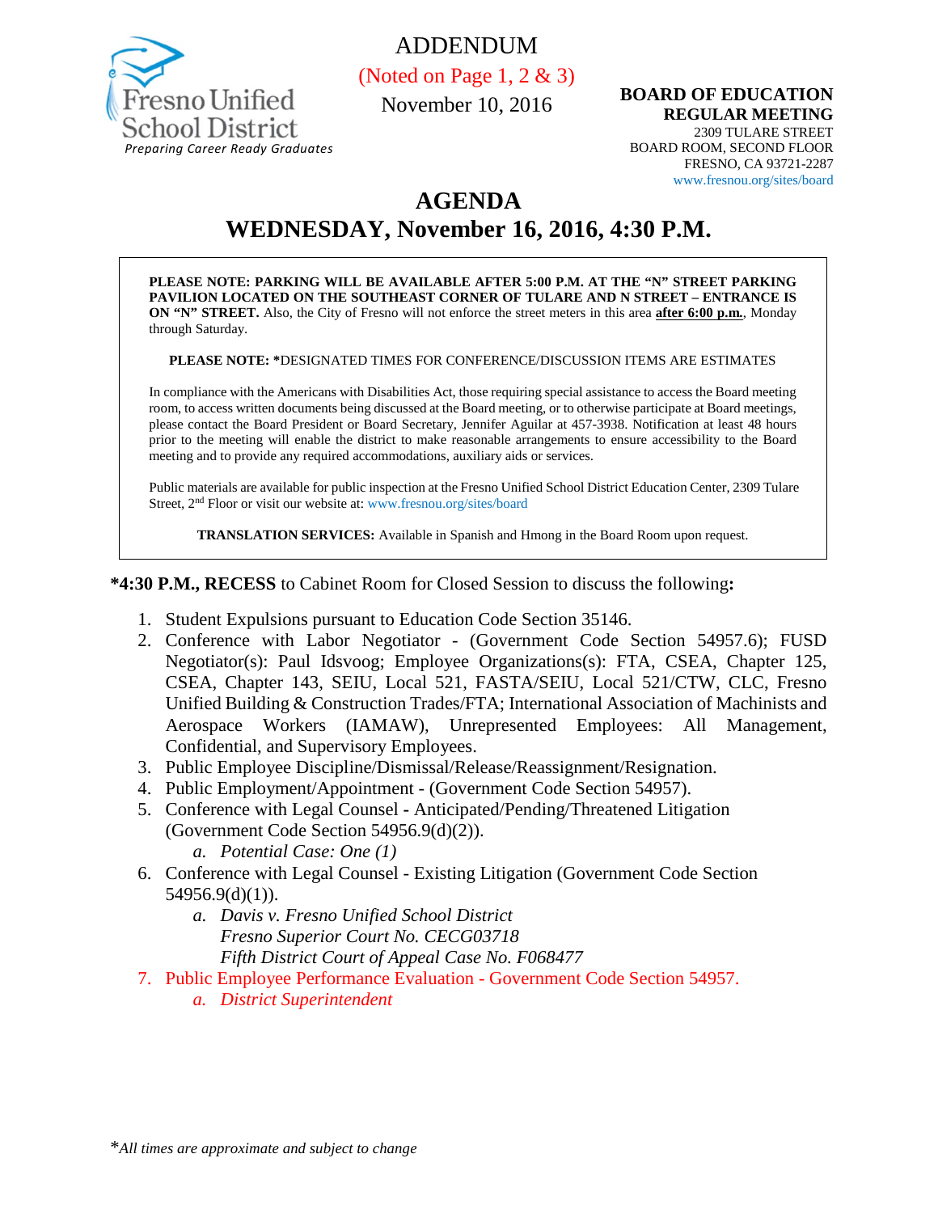Fresno Unified School District
*Preparing Career Ready Graduates*

ADDENDUM
(Noted on Page 1, 2 & 3)
November 10, 2016

**BOARD OF EDUCATION**
**REGULAR MEETING**
2309 TULARE STREET
BOARD ROOM, SECOND FLOOR
FRESNO, CA 93721-2287
www.fresnou.org/sites/board

# AGENDA
# WEDNESDAY, November 16, 2016, 4:30 P.M.

**PLEASE NOTE: PARKING WILL BE AVAILABLE AFTER 5:00 P.M. AT THE "N" STREET PARKING PAVILION LOCATED ON THE SOUTHEAST CORNER OF TULARE AND N STREET – ENTRANCE IS ON "N" STREET.** Also, the City of Fresno will not enforce the street meters in this area **after 6:00 p.m.**, Monday through Saturday.

**PLEASE NOTE: ***DESIGNATED TIMES FOR CONFERENCE/DISCUSSION ITEMS ARE ESTIMATES

In compliance with the Americans with Disabilities Act, those requiring special assistance to access the Board meeting room, to access written documents being discussed at the Board meeting, or to otherwise participate at Board meetings, please contact the Board President or Board Secretary, Jennifer Aguilar at 457-3938. Notification at least 48 hours prior to the meeting will enable the district to make reasonable arrangements to ensure accessibility to the Board meeting and to provide any required accommodations, auxiliary aids or services.

Public materials are available for public inspection at the Fresno Unified School District Education Center, 2309 Tulare Street, 2nd Floor or visit our website at: www.fresnou.org/sites/board

**TRANSLATION SERVICES:** Available in Spanish and Hmong in the Board Room upon request.

**\*4:30 P.M., RECESS** to Cabinet Room for Closed Session to discuss the following**:**

1. Student Expulsions pursuant to Education Code Section 35146.
2. Conference with Labor Negotiator - (Government Code Section 54957.6); FUSD Negotiator(s): Paul Idsvoog; Employee Organizations(s): FTA, CSEA, Chapter 125, CSEA, Chapter 143, SEIU, Local 521, FASTA/SEIU, Local 521/CTW, CLC, Fresno Unified Building & Construction Trades/FTA; International Association of Machinists and Aerospace Workers (IAMAW), Unrepresented Employees: All Management, Confidential, and Supervisory Employees.
3. Public Employee Discipline/Dismissal/Release/Reassignment/Resignation.
4. Public Employment/Appointment - (Government Code Section 54957).
5. Conference with Legal Counsel - Anticipated/Pending/Threatened Litigation (Government Code Section 54956.9(d)(2)).
   a. *Potential Case: One (1)*
6. Conference with Legal Counsel - Existing Litigation (Government Code Section 54956.9(d)(1)).
   a. *Davis v. Fresno Unified School District*
      *Fresno Superior Court No. CECG03718*
      *Fifth District Court of Appeal Case No. F068477*
7. Public Employee Performance Evaluation - Government Code Section 54957.
   a. *District Superintendent*

\**All times are approximate and subject to change*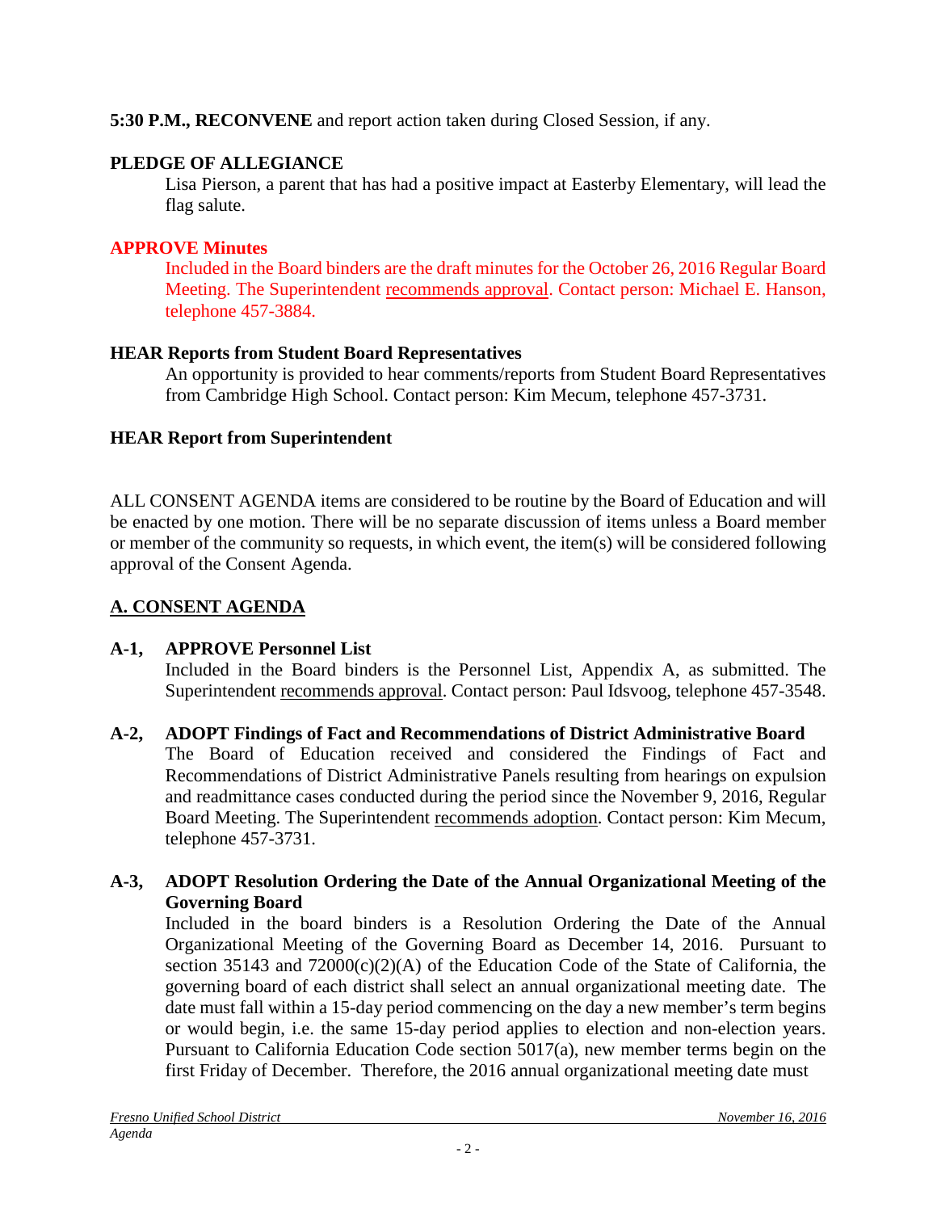**5:30 P.M., RECONVENE** and report action taken during Closed Session, if any.

**PLEDGE OF ALLEGIANCE**

Lisa Pierson, a parent that has had a positive impact at Easterby Elementary, will lead the flag salute.

**APPROVE Minutes**

Included in the Board binders are the draft minutes for the October 26, 2016 Regular Board Meeting. The Superintendent recommends approval. Contact person: Michael E. Hanson, telephone 457-3884.

**HEAR Reports from Student Board Representatives**

An opportunity is provided to hear comments/reports from Student Board Representatives from Cambridge High School. Contact person: Kim Mecum, telephone 457-3731.

**HEAR Report from Superintendent**

ALL CONSENT AGENDA items are considered to be routine by the Board of Education and will be enacted by one motion. There will be no separate discussion of items unless a Board member or member of the community so requests, in which event, the item(s) will be considered following approval of the Consent Agenda.

## A. CONSENT AGENDA

**A-1, APPROVE Personnel List**

Included in the Board binders is the Personnel List, Appendix A, as submitted. The Superintendent recommends approval. Contact person: Paul Idsvoog, telephone 457-3548.

**A-2, ADOPT Findings of Fact and Recommendations of District Administrative Board**

The Board of Education received and considered the Findings of Fact and Recommendations of District Administrative Panels resulting from hearings on expulsion and readmittance cases conducted during the period since the November 9, 2016, Regular Board Meeting. The Superintendent recommends adoption. Contact person: Kim Mecum, telephone 457-3731.

**A-3, ADOPT Resolution Ordering the Date of the Annual Organizational Meeting of the Governing Board**

Included in the board binders is a Resolution Ordering the Date of the Annual Organizational Meeting of the Governing Board as December 14, 2016. Pursuant to section 35143 and 72000(c)(2)(A) of the Education Code of the State of California, the governing board of each district shall select an annual organizational meeting date. The date must fall within a 15-day period commencing on the day a new member's term begins or would begin, i.e. the same 15-day period applies to election and non-election years. Pursuant to California Education Code section 5017(a), new member terms begin on the first Friday of December. Therefore, the 2016 annual organizational meeting date must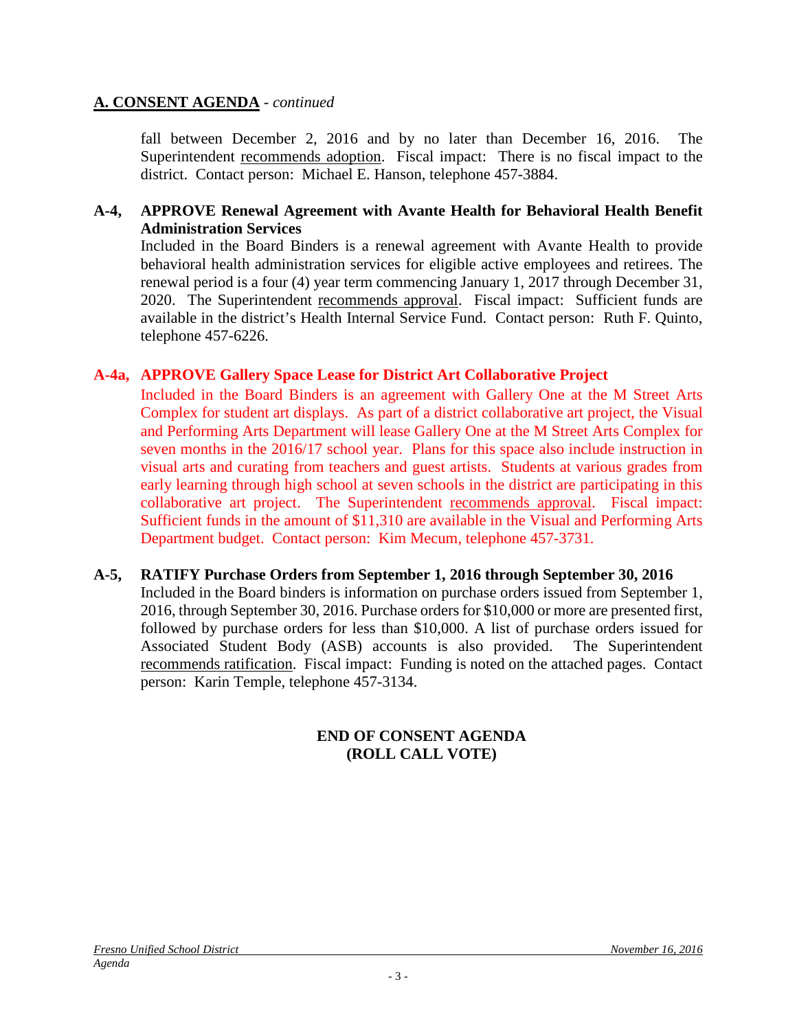## A. CONSENT AGENDA - *continued*

fall between December 2, 2016 and by no later than December 16, 2016. The Superintendent recommends adoption. Fiscal impact: There is no fiscal impact to the district. Contact person: Michael E. Hanson, telephone 457-3884.

**A-4, APPROVE Renewal Agreement with Avante Health for Behavioral Health Benefit Administration Services**

Included in the Board Binders is a renewal agreement with Avante Health to provide behavioral health administration services for eligible active employees and retirees. The renewal period is a four (4) year term commencing January 1, 2017 through December 31, 2020. The Superintendent recommends approval. Fiscal impact: Sufficient funds are available in the district's Health Internal Service Fund. Contact person: Ruth F. Quinto, telephone 457-6226.

**A-4a, APPROVE Gallery Space Lease for District Art Collaborative Project**

Included in the Board Binders is an agreement with Gallery One at the M Street Arts Complex for student art displays. As part of a district collaborative art project, the Visual and Performing Arts Department will lease Gallery One at the M Street Arts Complex for seven months in the 2016/17 school year. Plans for this space also include instruction in visual arts and curating from teachers and guest artists. Students at various grades from early learning through high school at seven schools in the district are participating in this collaborative art project. The Superintendent recommends approval. Fiscal impact: Sufficient funds in the amount of $11,310 are available in the Visual and Performing Arts Department budget. Contact person: Kim Mecum, telephone 457-3731.

**A-5, RATIFY Purchase Orders from September 1, 2016 through September 30, 2016**

Included in the Board binders is information on purchase orders issued from September 1, 2016, through September 30, 2016. Purchase orders for $10,000 or more are presented first, followed by purchase orders for less than $10,000. A list of purchase orders issued for Associated Student Body (ASB) accounts is also provided. The Superintendent recommends ratification. Fiscal impact: Funding is noted on the attached pages. Contact person: Karin Temple, telephone 457-3134.

**END OF CONSENT AGENDA**
**(ROLL CALL VOTE)**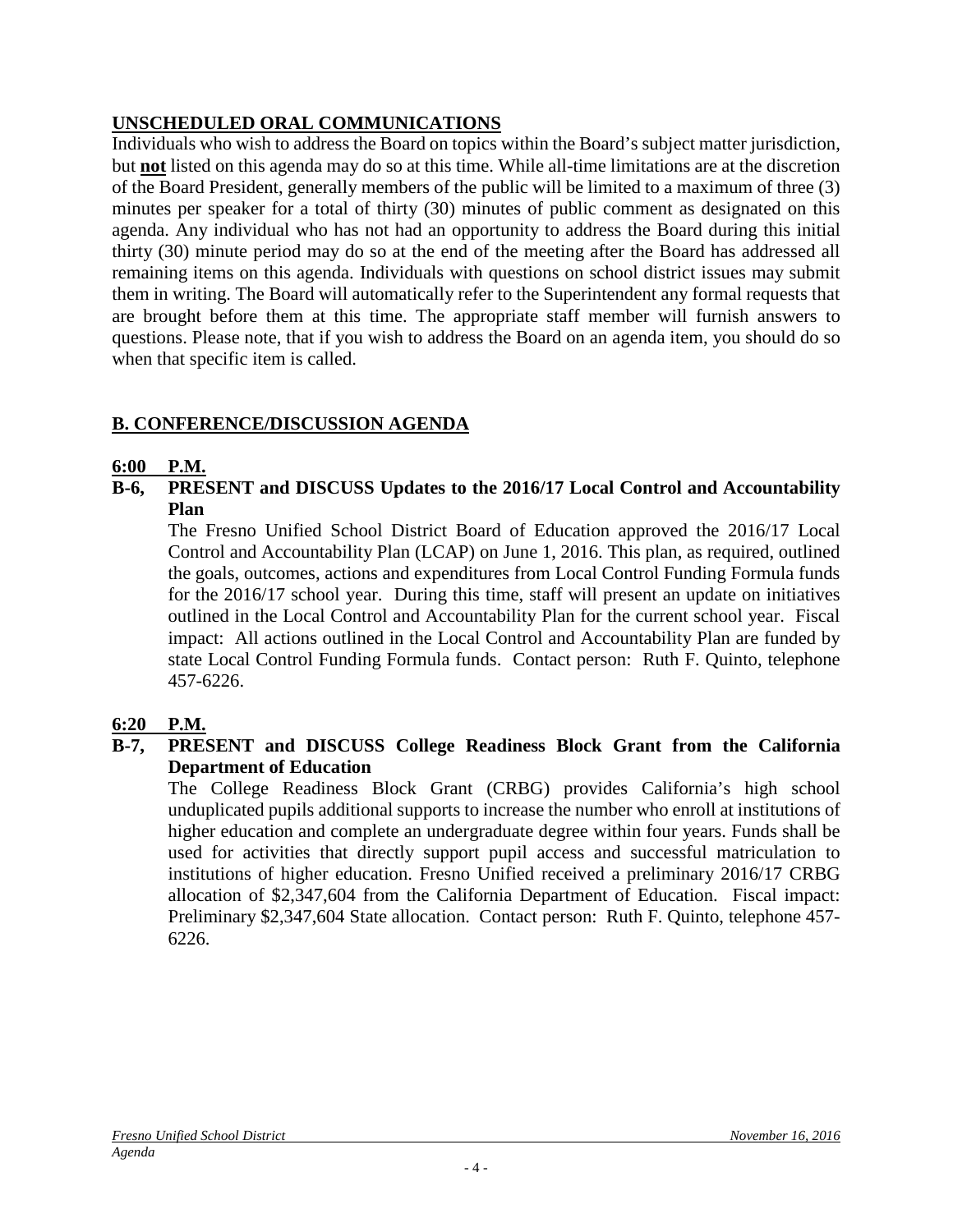## UNSCHEDULED ORAL COMMUNICATIONS

Individuals who wish to address the Board on topics within the Board's subject matter jurisdiction, but **not** listed on this agenda may do so at this time. While all-time limitations are at the discretion of the Board President, generally members of the public will be limited to a maximum of three (3) minutes per speaker for a total of thirty (30) minutes of public comment as designated on this agenda. Any individual who has not had an opportunity to address the Board during this initial thirty (30) minute period may do so at the end of the meeting after the Board has addressed all remaining items on this agenda. Individuals with questions on school district issues may submit them in writing. The Board will automatically refer to the Superintendent any formal requests that are brought before them at this time. The appropriate staff member will furnish answers to questions. Please note, that if you wish to address the Board on an agenda item, you should do so when that specific item is called.

## B. CONFERENCE/DISCUSSION AGENDA

**6:00 P.M.**

**B-6, PRESENT and DISCUSS Updates to the 2016/17 Local Control and Accountability Plan**

The Fresno Unified School District Board of Education approved the 2016/17 Local Control and Accountability Plan (LCAP) on June 1, 2016. This plan, as required, outlined the goals, outcomes, actions and expenditures from Local Control Funding Formula funds for the 2016/17 school year. During this time, staff will present an update on initiatives outlined in the Local Control and Accountability Plan for the current school year. Fiscal impact: All actions outlined in the Local Control and Accountability Plan are funded by state Local Control Funding Formula funds. Contact person: Ruth F. Quinto, telephone 457-6226.

**6:20 P.M.**

**B-7, PRESENT and DISCUSS College Readiness Block Grant from the California Department of Education**

The College Readiness Block Grant (CRBG) provides California's high school unduplicated pupils additional supports to increase the number who enroll at institutions of higher education and complete an undergraduate degree within four years. Funds shall be used for activities that directly support pupil access and successful matriculation to institutions of higher education. Fresno Unified received a preliminary 2016/17 CRBG allocation of $2,347,604 from the California Department of Education. Fiscal impact: Preliminary $2,347,604 State allocation. Contact person: Ruth F. Quinto, telephone 457-6226.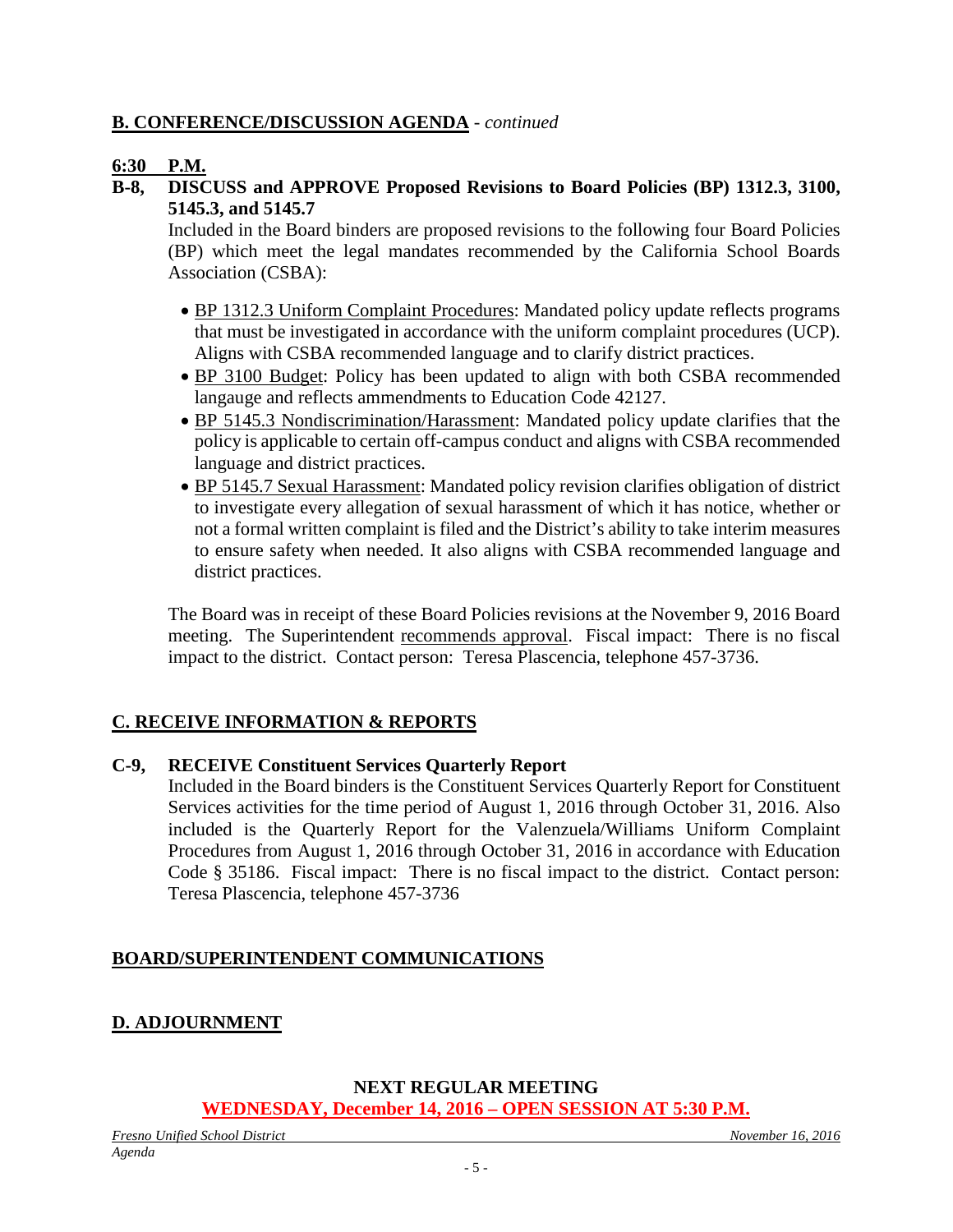## B. CONFERENCE/DISCUSSION AGENDA - *continued*

**6:30 P.M.**

**B-8, DISCUSS and APPROVE Proposed Revisions to Board Policies (BP) 1312.3, 3100, 5145.3, and 5145.7**

Included in the Board binders are proposed revisions to the following four Board Policies (BP) which meet the legal mandates recommended by the California School Boards Association (CSBA):

- BP 1312.3 Uniform Complaint Procedures: Mandated policy update reflects programs that must be investigated in accordance with the uniform complaint procedures (UCP). Aligns with CSBA recommended language and to clarify district practices.
- BP 3100 Budget: Policy has been updated to align with both CSBA recommended langauge and reflects ammendments to Education Code 42127.
- BP 5145.3 Nondiscrimination/Harassment: Mandated policy update clarifies that the policy is applicable to certain off-campus conduct and aligns with CSBA recommended language and district practices.
- BP 5145.7 Sexual Harassment: Mandated policy revision clarifies obligation of district to investigate every allegation of sexual harassment of which it has notice, whether or not a formal written complaint is filed and the District's ability to take interim measures to ensure safety when needed. It also aligns with CSBA recommended language and district practices.

The Board was in receipt of these Board Policies revisions at the November 9, 2016 Board meeting. The Superintendent recommends approval. Fiscal impact: There is no fiscal impact to the district. Contact person: Teresa Plascencia, telephone 457-3736.

## C. RECEIVE INFORMATION & REPORTS

**C-9, RECEIVE Constituent Services Quarterly Report**

Included in the Board binders is the Constituent Services Quarterly Report for Constituent Services activities for the time period of August 1, 2016 through October 31, 2016. Also included is the Quarterly Report for the Valenzuela/Williams Uniform Complaint Procedures from August 1, 2016 through October 31, 2016 in accordance with Education Code § 35186. Fiscal impact: There is no fiscal impact to the district. Contact person: Teresa Plascencia, telephone 457-3736

## BOARD/SUPERINTENDENT COMMUNICATIONS

## D. ADJOURNMENT

**NEXT REGULAR MEETING**

**WEDNESDAY, December 14, 2016 – OPEN SESSION AT 5:30 P.M.**